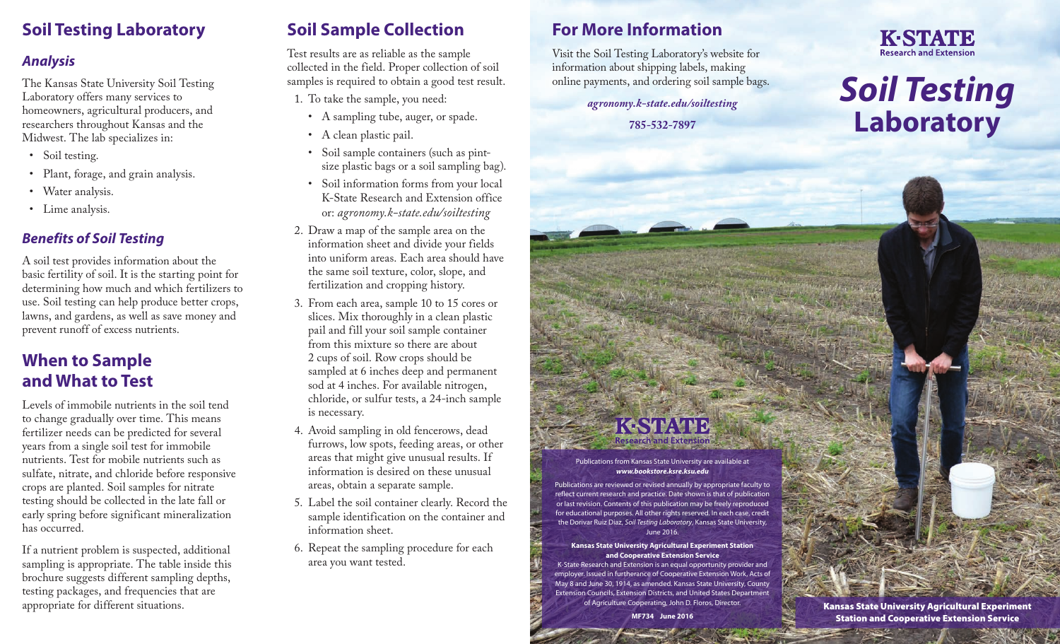## Soil Testing Laboratory

### *Analysis*

The Kansas State University Soil Testing Laboratory offers many services to homeowners, agricultural producers, and researchers throughout Kansas and the Midwest. The lab specializes in:

- Soil testing.
- Plant, forage, and grain analysis.
- Water analysis.
- Lime analysis.

### *Benefits of Soil Testing*

A soil test provides information about the basic fertility of soil. It is the starting point for determining how much and which fertilizers to use. Soil testing can help produce better crops, lawns, and gardens, as well as save money and prevent runoff of excess nutrients.

## When to Sample and What to Test

Levels of immobile nutrients in the soil tend to change gradually over time. This means fertilizer needs can be predicted for several years from a single soil test for immobile nutrients. Test for mobile nutrients such as sulfate, nitrate, and chloride before responsive crops are planted. Soil samples for nitrate testing should be collected in the late fall or early spring before significant mineralization has occurred.

If a nutrient problem is suspected, additional sampling is appropriate. The table inside this brochure suggests different sampling depths, testing packages, and frequencies that are appropriate for different situations.

## Soil Sample Collection

Test results are as reliable as the sample collected in the field. Proper collection of soil samples is required to obtain a good test result.

1. To take the sample, you need:
   - A sampling tube, auger, or spade.
   - A clean plastic pail.
   - Soil sample containers (such as pint-size plastic bags or a soil sampling bag).
   - Soil information forms from your local K-State Research and Extension office or: *agronomy.k-state.edu/soiltesting*
2. Draw a map of the sample area on the information sheet and divide your fields into uniform areas. Each area should have the same soil texture, color, slope, and fertilization and cropping history.
3. From each area, sample 10 to 15 cores or slices. Mix thoroughly in a clean plastic pail and fill your soil sample container from this mixture so there are about 2 cups of soil. Row crops should be sampled at 6 inches deep and permanent sod at 4 inches. For available nitrogen, chloride, or sulfur tests, a 24-inch sample is necessary.
4. Avoid sampling in old fencerows, dead furrows, low spots, feeding areas, or other areas that might give unusual results. If information is desired on these unusual areas, obtain a separate sample.
5. Label the soil container clearly. Record the sample identification on the container and information sheet.
6. Repeat the sampling procedure for each area you want tested.

## For More Information

Visit the Soil Testing Laboratory's website for information about shipping labels, making online payments, and ordering soil sample bags.

***agronomy.k-state.edu/soiltesting***

**785-532-7897**

K-STATE Research and Extension

Publications from Kansas State University are available at ***www.bookstore.ksre.ksu.edu***

Publications are reviewed or revised annually by appropriate faculty to reflect current research and practice. Date shown is that of publication or last revision. Contents of this publication may be freely reproduced for educational purposes. All other rights reserved. In each case, credit the Dorivar Ruiz Diaz, *Soil Testing Laboratory*, Kansas State University, June 2016.

**Kansas State University Agricultural Experiment Station and Cooperative Extension Service**

K-State Research and Extension is an equal opportunity provider and employer. Issued in furtherance of Cooperative Extension Work, Acts of May 8 and June 30, 1914, as amended. Kansas State University, County Extension Councils, Extension Districts, and United States Department of Agriculture Cooperating, John D. Floros, Director.

**MF734 June 2016**

K-STATE Research and Extension

# *Soil Testing* Laboratory

**Kansas State University Agricultural Experiment Station and Cooperative Extension Service**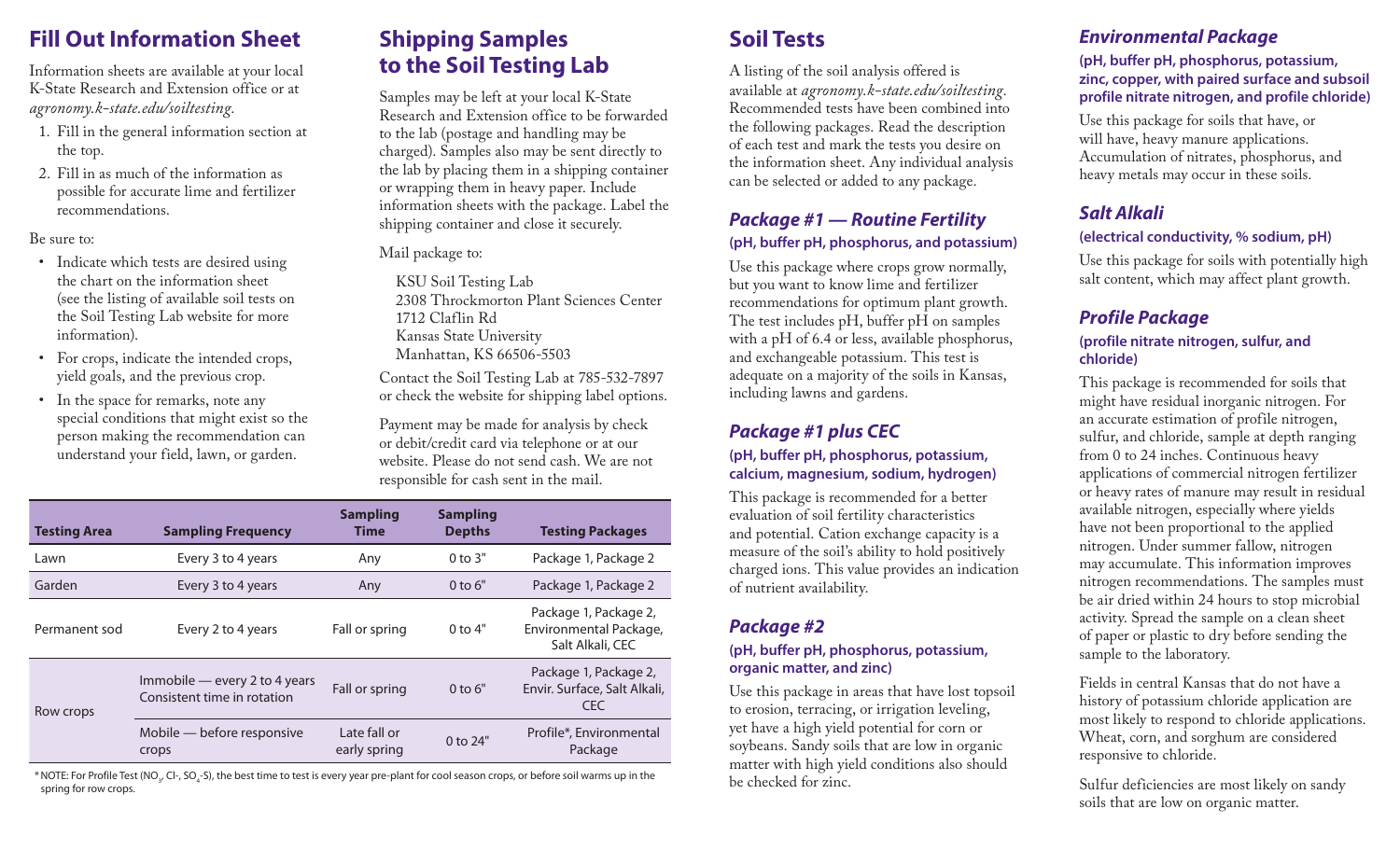## Fill Out Information Sheet

Information sheets are available at your local K-State Research and Extension office or at *agronomy.k-state.edu/soiltesting*.

1. Fill in the general information section at the top.
2. Fill in as much of the information as possible for accurate lime and fertilizer recommendations.

Be sure to:

- Indicate which tests are desired using the chart on the information sheet (see the listing of available soil tests on the Soil Testing Lab website for more information).
- For crops, indicate the intended crops, yield goals, and the previous crop.
- In the space for remarks, note any special conditions that might exist so the person making the recommendation can understand your field, lawn, or garden.

## Shipping Samples to the Soil Testing Lab

Samples may be left at your local K-State Research and Extension office to be forwarded to the lab (postage and handling may be charged). Samples also may be sent directly to the lab by placing them in a shipping container or wrapping them in heavy paper. Include information sheets with the package. Label the shipping container and close it securely.

Mail package to:

KSU Soil Testing Lab
2308 Throckmorton Plant Sciences Center
1712 Claflin Rd
Kansas State University
Manhattan, KS 66506-5503

Contact the Soil Testing Lab at 785-532-7897 or check the website for shipping label options.

Payment may be made for analysis by check or debit/credit card via telephone or at our website. Please do not send cash. We are not responsible for cash sent in the mail.

| Testing Area | Sampling Frequency | Sampling Time | Sampling Depths | Testing Packages |
|---|---|---|---|---|
| Lawn | Every 3 to 4 years | Any | 0 to 3" | Package 1, Package 2 |
| Garden | Every 3 to 4 years | Any | 0 to 6" | Package 1, Package 2 |
| Permanent sod | Every 2 to 4 years | Fall or spring | 0 to 4" | Package 1, Package 2, Environmental Package, Salt Alkali, CEC |
| Row crops | Immobile — every 2 to 4 years Consistent time in rotation | Fall or spring | 0 to 6" | Package 1, Package 2, Envir. Surface, Salt Alkali, CEC |
| | Mobile — before responsive crops | Late fall or early spring | 0 to 24" | Profile*, Environmental Package |

\* NOTE: For Profile Test ($NO_3$, $Cl^-$, $SO_4$-S), the best time to test is every year pre-plant for cool season crops, or before soil warms up in the spring for row crops.

## Soil Tests

A listing of the soil analysis offered is available at *agronomy.k-state.edu/soiltesting*. Recommended tests have been combined into the following packages. Read the description of each test and mark the tests you desire on the information sheet. Any individual analysis can be selected or added to any package.

### *Package #1 — Routine Fertility*

**(pH, buffer pH, phosphorus, and potassium)**

Use this package where crops grow normally, but you want to know lime and fertilizer recommendations for optimum plant growth. The test includes pH, buffer pH on samples with a pH of 6.4 or less, available phosphorus, and exchangeable potassium. This test is adequate on a majority of the soils in Kansas, including lawns and gardens.

### *Package #1 plus CEC*

**(pH, buffer pH, phosphorus, potassium, calcium, magnesium, sodium, hydrogen)**

This package is recommended for a better evaluation of soil fertility characteristics and potential. Cation exchange capacity is a measure of the soil's ability to hold positively charged ions. This value provides an indication of nutrient availability.

### *Package #2*

**(pH, buffer pH, phosphorus, potassium, organic matter, and zinc)**

Use this package in areas that have lost topsoil to erosion, terracing, or irrigation leveling, yet have a high yield potential for corn or soybeans. Sandy soils that are low in organic matter with high yield conditions also should be checked for zinc.

### *Environmental Package*

**(pH, buffer pH, phosphorus, potassium, zinc, copper, with paired surface and subsoil profile nitrate nitrogen, and profile chloride)**

Use this package for soils that have, or will have, heavy manure applications. Accumulation of nitrates, phosphorus, and heavy metals may occur in these soils.

### *Salt Alkali*

**(electrical conductivity, % sodium, pH)**

Use this package for soils with potentially high salt content, which may affect plant growth.

### *Profile Package*

**(profile nitrate nitrogen, sulfur, and chloride)**

This package is recommended for soils that might have residual inorganic nitrogen. For an accurate estimation of profile nitrogen, sulfur, and chloride, sample at depth ranging from 0 to 24 inches. Continuous heavy applications of commercial nitrogen fertilizer or heavy rates of manure may result in residual available nitrogen, especially where yields have not been proportional to the applied nitrogen. Under summer fallow, nitrogen may accumulate. This information improves nitrogen recommendations. The samples must be air dried within 24 hours to stop microbial activity. Spread the sample on a clean sheet of paper or plastic to dry before sending the sample to the laboratory.

Fields in central Kansas that do not have a history of potassium chloride application are most likely to respond to chloride applications. Wheat, corn, and sorghum are considered responsive to chloride.

Sulfur deficiencies are most likely on sandy soils that are low on organic matter.